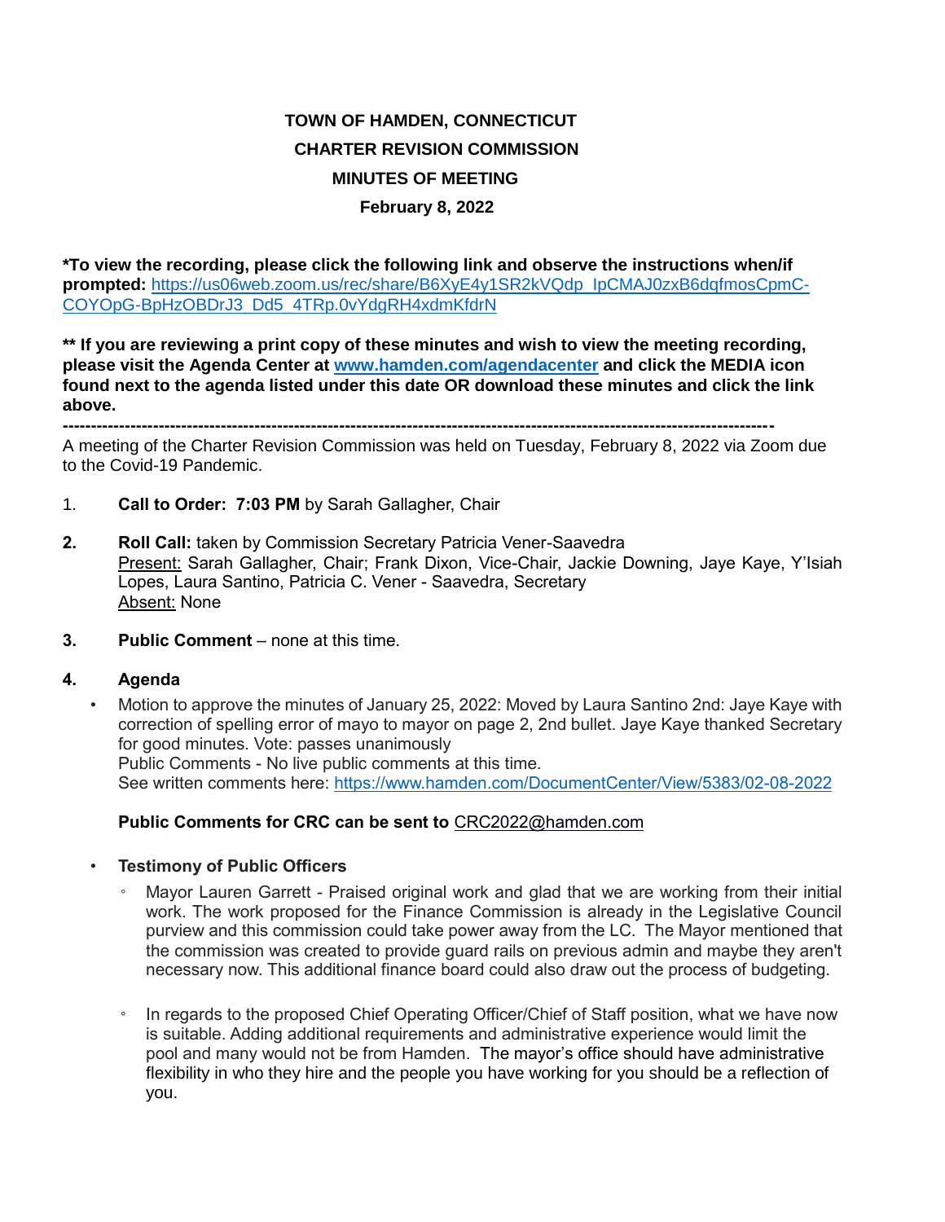# TOWN OF HAMDEN, CONNECTICUT
## CHARTER REVISION COMMISSION
## MINUTES OF MEETING
## February 8, 2022

**\*To view the recording, please click the following link and observe the instructions when/if prompted:** [https://us06web.zoom.us/rec/share/B6XyE4y1SR2kVQdp_IpCMAJ0zxB6dqfmosCpmC-COYOpG-BpHzOBDrJ3_Dd5_4TRp.0vYdgRH4xdmKfdrN](https://us06web.zoom.us/rec/share/B6XyE4y1SR2kVQdp_IpCMAJ0zxB6dqfmosCpmC-COYOpG-BpHzOBDrJ3_Dd5_4TRp.0vYdgRH4xdmKfdrN)

**\*\* If you are reviewing a print copy of these minutes and wish to view the meeting recording, please visit the Agenda Center at [www.hamden.com/agendacenter](http://www.hamden.com/agendacenter) and click the MEDIA icon found next to the agenda listed under this date OR download these minutes and click the link above.**

---

A meeting of the Charter Revision Commission was held on Tuesday, February 8, 2022 via Zoom due to the Covid-19 Pandemic.

1. **Call to Order: 7:03 PM** by Sarah Gallagher, Chair

2. **Roll Call:** taken by Commission Secretary Patricia Vener-Saavedra
   Present: Sarah Gallagher, Chair; Frank Dixon, Vice-Chair, Jackie Downing, Jaye Kaye, Y'Isiah Lopes, Laura Santino, Patricia C. Vener - Saavedra, Secretary
   Absent: None

3. **Public Comment** – none at this time.

4. **Agenda**

   - Motion to approve the minutes of January 25, 2022: Moved by Laura Santino 2nd: Jaye Kaye with correction of spelling error of mayo to mayor on page 2, 2nd bullet. Jaye Kaye thanked Secretary for good minutes. Vote: passes unanimously
     Public Comments - No live public comments at this time.
     See written comments here: [https://www.hamden.com/DocumentCenter/View/5383/02-08-2022](https://www.hamden.com/DocumentCenter/View/5383/02-08-2022)

   **Public Comments for CRC can be sent to** CRC2022@hamden.com

   - **Testimony of Public Officers**
     - Mayor Lauren Garrett - Praised original work and glad that we are working from their initial work. The work proposed for the Finance Commission is already in the Legislative Council purview and this commission could take power away from the LC. The Mayor mentioned that the commission was created to provide guard rails on previous admin and maybe they aren't necessary now. This additional finance board could also draw out the process of budgeting.

     - In regards to the proposed Chief Operating Officer/Chief of Staff position, what we have now is suitable. Adding additional requirements and administrative experience would limit the pool and many would not be from Hamden. The mayor's office should have administrative flexibility in who they hire and the people you have working for you should be a reflection of you.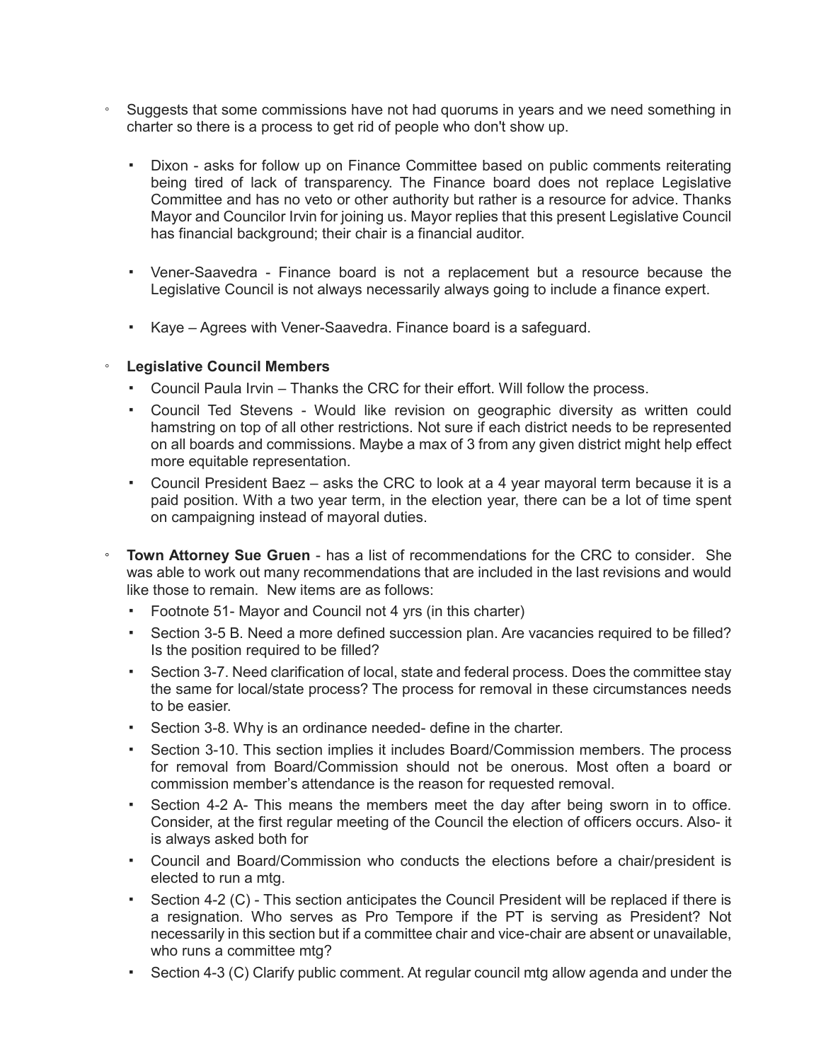- Suggests that some commissions have not had quorums in years and we need something in charter so there is a process to get rid of people who don't show up.
    - Dixon - asks for follow up on Finance Committee based on public comments reiterating being tired of lack of transparency. The Finance board does not replace Legislative Committee and has no veto or other authority but rather is a resource for advice. Thanks Mayor and Councilor Irvin for joining us. Mayor replies that this present Legislative Council has financial background; their chair is a financial auditor.
    - Vener-Saavedra - Finance board is not a replacement but a resource because the Legislative Council is not always necessarily always going to include a finance expert.
    - Kaye – Agrees with Vener-Saavedra. Finance board is a safeguard.
- **Legislative Council Members**
    - Council Paula Irvin – Thanks the CRC for their effort. Will follow the process.
    - Council Ted Stevens - Would like revision on geographic diversity as written could hamstring on top of all other restrictions. Not sure if each district needs to be represented on all boards and commissions. Maybe a max of 3 from any given district might help effect more equitable representation.
    - Council President Baez – asks the CRC to look at a 4 year mayoral term because it is a paid position. With a two year term, in the election year, there can be a lot of time spent on campaigning instead of mayoral duties.
- **Town Attorney Sue Gruen** - has a list of recommendations for the CRC to consider. She was able to work out many recommendations that are included in the last revisions and would like those to remain. New items are as follows:
    - Footnote 51- Mayor and Council not 4 yrs (in this charter)
    - Section 3-5 B. Need a more defined succession plan. Are vacancies required to be filled? Is the position required to be filled?
    - Section 3-7. Need clarification of local, state and federal process. Does the committee stay the same for local/state process? The process for removal in these circumstances needs to be easier.
    - Section 3-8. Why is an ordinance needed- define in the charter.
    - Section 3-10. This section implies it includes Board/Commission members. The process for removal from Board/Commission should not be onerous. Most often a board or commission member's attendance is the reason for requested removal.
    - Section 4-2 A- This means the members meet the day after being sworn in to office. Consider, at the first regular meeting of the Council the election of officers occurs. Also- it is always asked both for
    - Council and Board/Commission who conducts the elections before a chair/president is elected to run a mtg.
    - Section 4-2 (C) - This section anticipates the Council President will be replaced if there is a resignation. Who serves as Pro Tempore if the PT is serving as President? Not necessarily in this section but if a committee chair and vice-chair are absent or unavailable, who runs a committee mtg?
    - Section 4-3 (C) Clarify public comment. At regular council mtg allow agenda and under the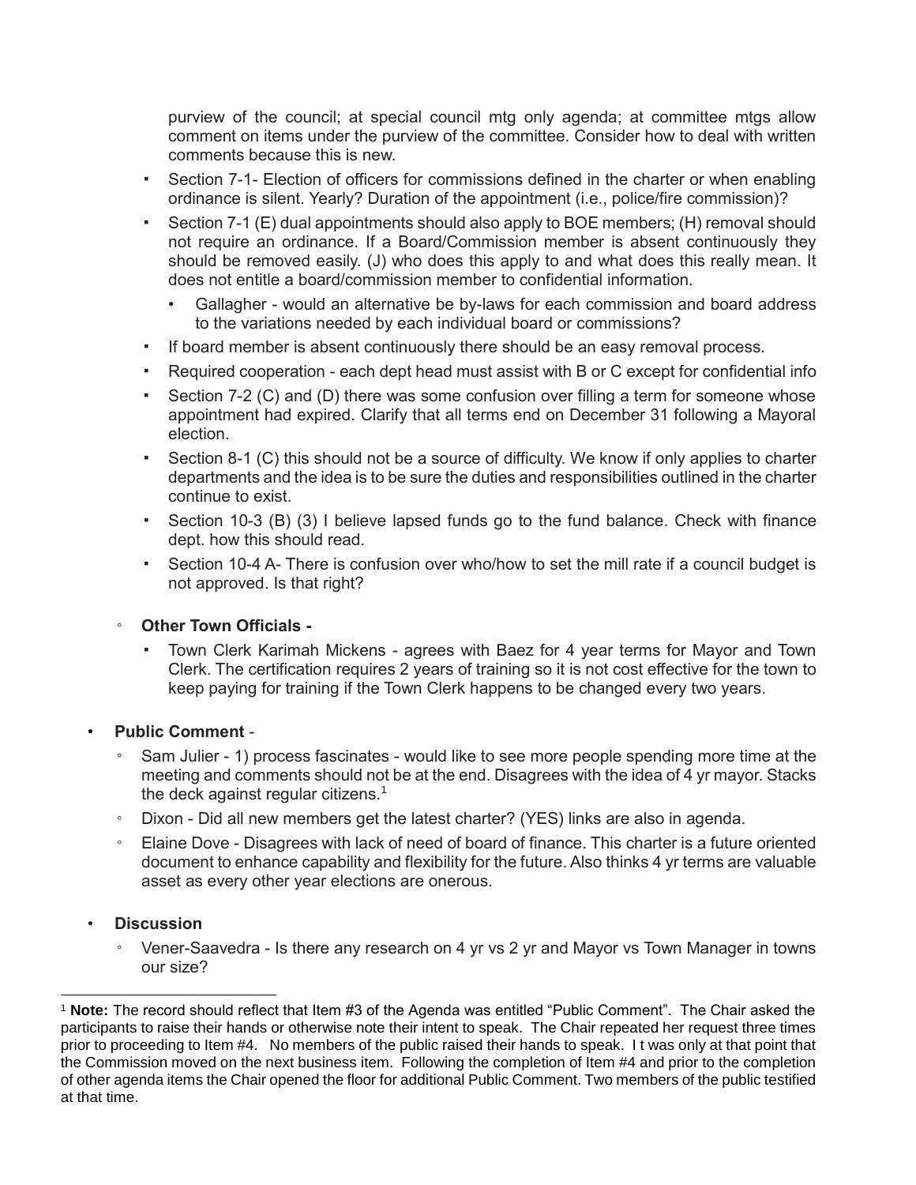purview of the council; at special council mtg only agenda; at committee mtgs allow comment on items under the purview of the committee. Consider how to deal with written comments because this is new.

- Section 7-1- Election of officers for commissions defined in the charter or when enabling ordinance is silent. Yearly? Duration of the appointment (i.e., police/fire commission)?
- Section 7-1 (E) dual appointments should also apply to BOE members; (H) removal should not require an ordinance. If a Board/Commission member is absent continuously they should be removed easily. (J) who does this apply to and what does this really mean. It does not entitle a board/commission member to confidential information.
  - Gallagher - would an alternative be by-laws for each commission and board address to the variations needed by each individual board or commissions?
- If board member is absent continuously there should be an easy removal process.
- Required cooperation - each dept head must assist with B or C except for confidential info
- Section 7-2 (C) and (D) there was some confusion over filling a term for someone whose appointment had expired. Clarify that all terms end on December 31 following a Mayoral election.
- Section 8-1 (C) this should not be a source of difficulty. We know if only applies to charter departments and the idea is to be sure the duties and responsibilities outlined in the charter continue to exist.
- Section 10-3 (B) (3) I believe lapsed funds go to the fund balance. Check with finance dept. how this should read.
- Section 10-4 A- There is confusion over who/how to set the mill rate if a council budget is not approved. Is that right?

- **Other Town Officials -**
  - Town Clerk Karimah Mickens - agrees with Baez for 4 year terms for Mayor and Town Clerk. The certification requires 2 years of training so it is not cost effective for the town to keep paying for training if the Town Clerk happens to be changed every two years.

- **Public Comment** -
  - Sam Julier - 1) process fascinates - would like to see more people spending more time at the meeting and comments should not be at the end. Disagrees with the idea of 4 yr mayor. Stacks the deck against regular citizens.[1]
  - Dixon - Did all new members get the latest charter? (YES) links are also in agenda.
  - Elaine Dove - Disagrees with lack of need of board of finance. This charter is a future oriented document to enhance capability and flexibility for the future. Also thinks 4 yr terms are valuable asset as every other year elections are onerous.

- **Discussion**
  - Vener-Saavedra - Is there any research on 4 yr vs 2 yr and Mayor vs Town Manager in towns our size?

---

[1] **Note:** The record should reflect that Item #3 of the Agenda was entitled "Public Comment". The Chair asked the participants to raise their hands or otherwise note their intent to speak. The Chair repeated her request three times prior to proceeding to Item #4. No members of the public raised their hands to speak. I t was only at that point that the Commission moved on the next business item. Following the completion of Item #4 and prior to the completion of other agenda items the Chair opened the floor for additional Public Comment. Two members of the public testified at that time.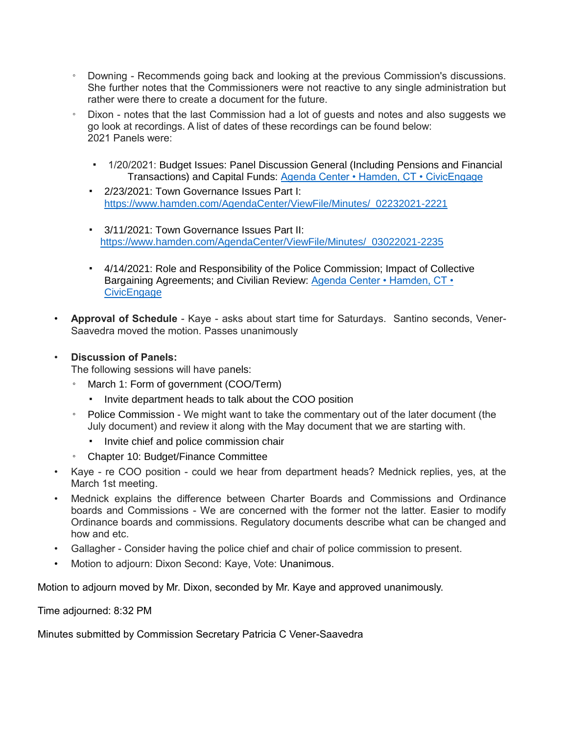- Downing - Recommends going back and looking at the previous Commission's discussions. She further notes that the Commissioners were not reactive to any single administration but rather were there to create a document for the future.
- Dixon - notes that the last Commission had a lot of guests and notes and also suggests we go look at recordings. A list of dates of these recordings can be found below:
  2021 Panels were:
  - 1/20/2021: Budget Issues: Panel Discussion General (Including Pensions and Financial Transactions) and Capital Funds: Agenda Center • Hamden, CT • CivicEngage
  - 2/23/2021: Town Governance Issues Part I: https://www.hamden.com/AgendaCenter/ViewFile/Minutes/_02232021-2221
  - 3/11/2021: Town Governance Issues Part II: https://www.hamden.com/AgendaCenter/ViewFile/Minutes/_03022021-2235
  - 4/14/2021: Role and Responsibility of the Police Commission; Impact of Collective Bargaining Agreements; and Civilian Review: Agenda Center • Hamden, CT • CivicEngage

- **Approval of Schedule** - Kaye - asks about start time for Saturdays. Santino seconds, Vener-Saavedra moved the motion. Passes unanimously
- **Discussion of Panels:**
  The following sessions will have panels:
  - March 1: Form of government (COO/Term)
    - Invite department heads to talk about the COO position
  - Police Commission - We might want to take the commentary out of the later document (the July document) and review it along with the May document that we are starting with.
    - Invite chief and police commission chair
  - Chapter 10: Budget/Finance Committee
- Kaye - re COO position - could we hear from department heads? Mednick replies, yes, at the March 1st meeting.
- Mednick explains the difference between Charter Boards and Commissions and Ordinance boards and Commissions - We are concerned with the former not the latter. Easier to modify Ordinance boards and commissions. Regulatory documents describe what can be changed and how and etc.
- Gallagher - Consider having the police chief and chair of police commission to present.
- Motion to adjourn: Dixon Second: Kaye, Vote: Unanimous.

Motion to adjourn moved by Mr. Dixon, seconded by Mr. Kaye and approved unanimously.

Time adjourned: 8:32 PM

Minutes submitted by Commission Secretary Patricia C Vener-Saavedra